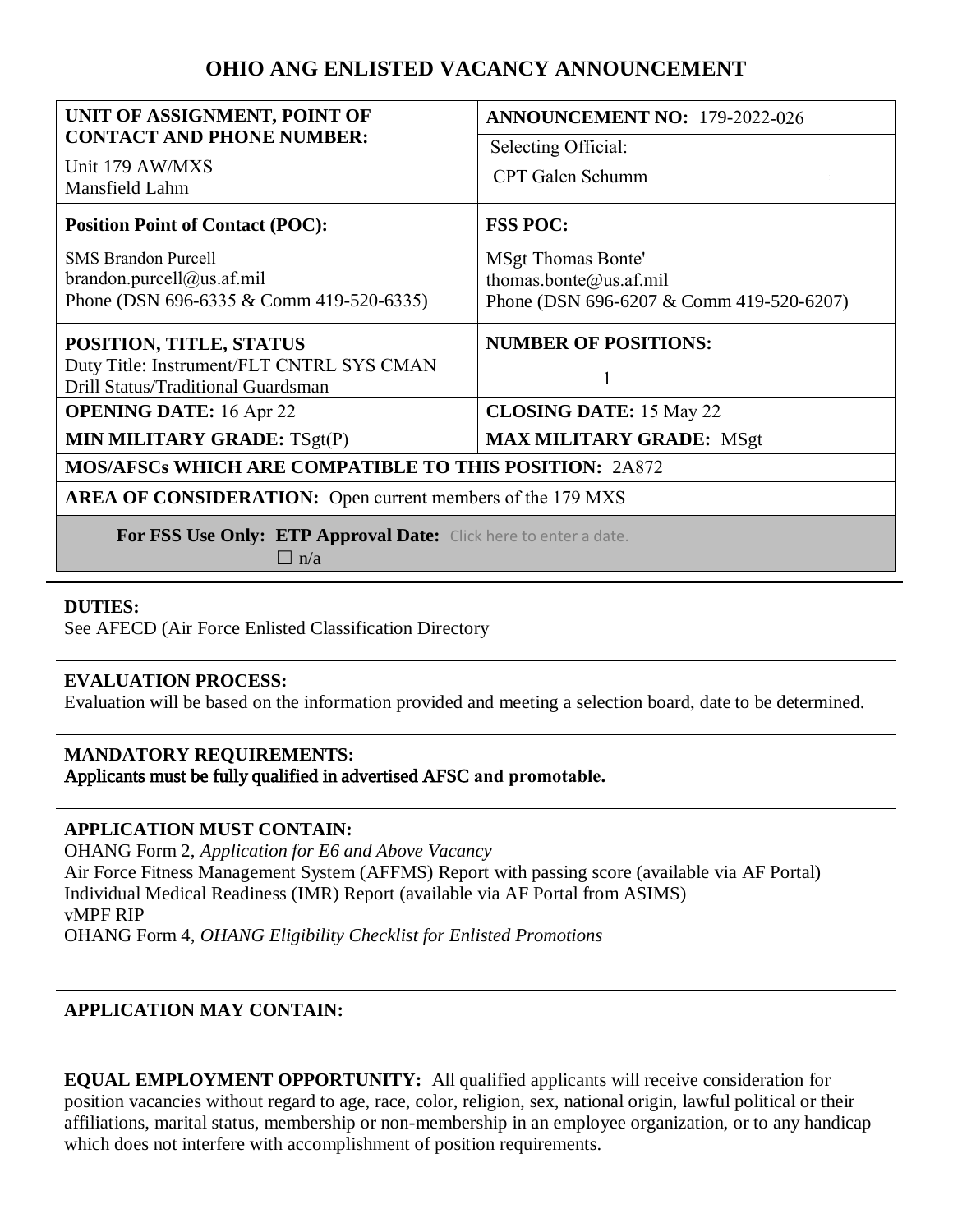# OHIO ANG ENLISTED VACANCY ANNOUNCEMENT

| **UNIT OF ASSIGNMENT, POINT OF CONTACT AND PHONE NUMBER:**<br>Unit 179 AW/MXS<br>Mansfield Lahm | **ANNOUNCEMENT NO:** 179-2022-026<br>Selecting Official:<br>CPT Galen Schumm |
|---|---|
| **Position Point of Contact (POC):**<br>SMS Brandon Purcell<br>brandon.purcell@us.af.mil<br>Phone (DSN 696-6335 & Comm 419-520-6335) | **FSS POC:**<br>MSgt Thomas Bonte'<br>thomas.bonte@us.af.mil<br>Phone (DSN 696-6207 & Comm 419-520-6207) |
| **POSITION, TITLE, STATUS**<br>Duty Title: Instrument/FLT CNTRL SYS CMAN<br>Drill Status/Traditional Guardsman | **NUMBER OF POSITIONS:**<br>1 |
| **OPENING DATE:** 16 Apr 22 | **CLOSING DATE:** 15 May 22 |
| **MIN MILITARY GRADE:** TSgt(P) | **MAX MILITARY GRADE:** MSgt |
| **MOS/AFSCs WHICH ARE COMPATIBLE TO THIS POSITION:** 2A872 | |
| **AREA OF CONSIDERATION:** Open current members of the 179 MXS | |
| **For FSS Use Only: ETP Approval Date:** Click here to enter a date.<br>☐ n/a | |

**DUTIES:**
See AFECD (Air Force Enlisted Classification Directory

**EVALUATION PROCESS:**
Evaluation will be based on the information provided and meeting a selection board, date to be determined.

**MANDATORY REQUIREMENTS:**
**Applicants must be fully qualified in advertised AFSC and promotable.**

**APPLICATION MUST CONTAIN:**
OHANG Form 2, *Application for E6 and Above Vacancy*
Air Force Fitness Management System (AFFMS) Report with passing score (available via AF Portal)
Individual Medical Readiness (IMR) Report (available via AF Portal from ASIMS)
vMPF RIP
OHANG Form 4, *OHANG Eligibility Checklist for Enlisted Promotions*

**APPLICATION MAY CONTAIN:**

**EQUAL EMPLOYMENT OPPORTUNITY:** All qualified applicants will receive consideration for position vacancies without regard to age, race, color, religion, sex, national origin, lawful political or their affiliations, marital status, membership or non-membership in an employee organization, or to any handicap which does not interfere with accomplishment of position requirements.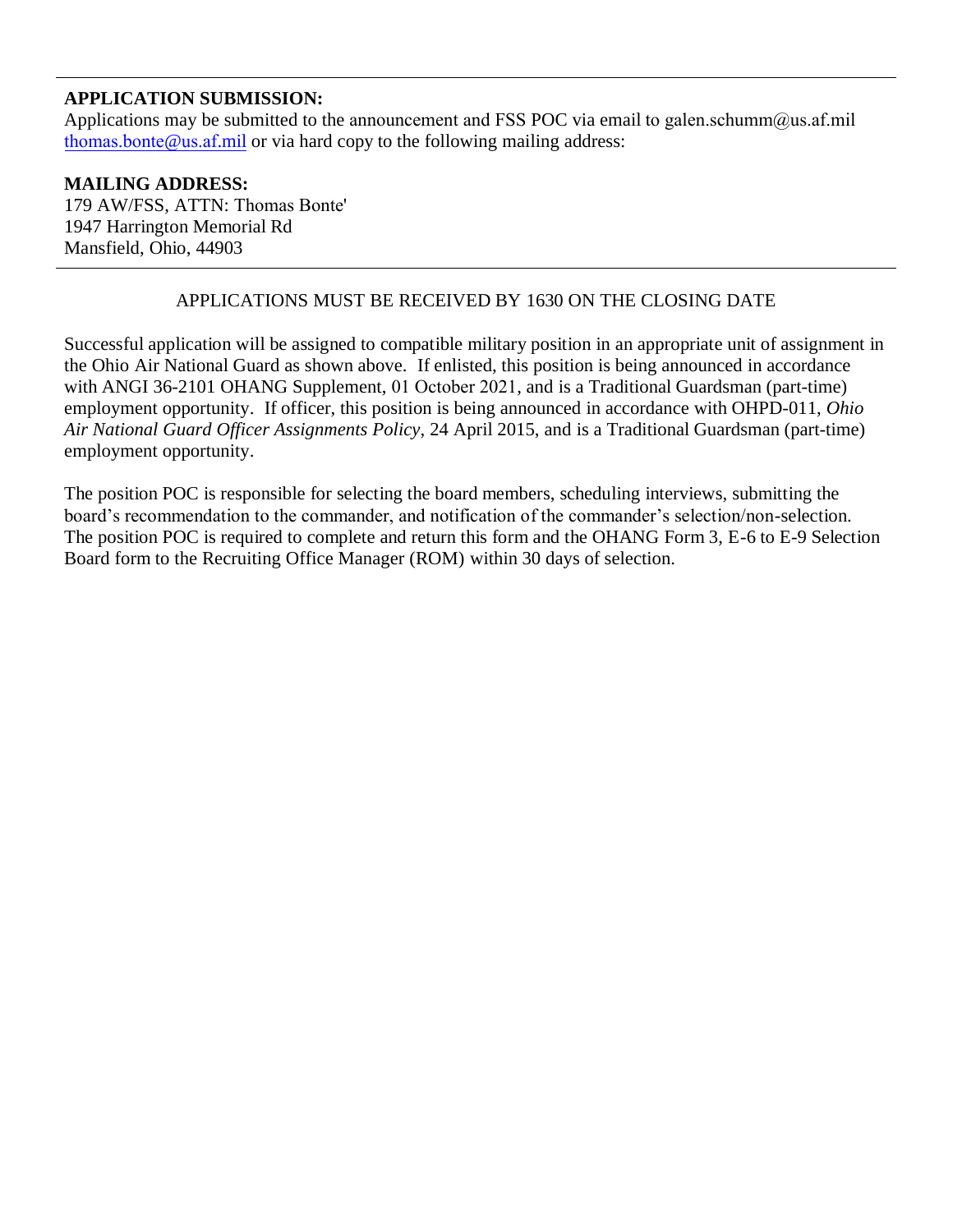**APPLICATION SUBMISSION:**
Applications may be submitted to the announcement and FSS POC via email to galen.schumm@us.af.mil thomas.bonte@us.af.mil or via hard copy to the following mailing address:

**MAILING ADDRESS:**
179 AW/FSS, ATTN: Thomas Bonte'
1947 Harrington Memorial Rd
Mansfield, Ohio, 44903

APPLICATIONS MUST BE RECEIVED BY 1630 ON THE CLOSING DATE

Successful application will be assigned to compatible military position in an appropriate unit of assignment in the Ohio Air National Guard as shown above. If enlisted, this position is being announced in accordance with ANGI 36-2101 OHANG Supplement, 01 October 2021, and is a Traditional Guardsman (part-time) employment opportunity. If officer, this position is being announced in accordance with OHPD-011, *Ohio Air National Guard Officer Assignments Policy*, 24 April 2015, and is a Traditional Guardsman (part-time) employment opportunity.

The position POC is responsible for selecting the board members, scheduling interviews, submitting the board's recommendation to the commander, and notification of the commander's selection/non-selection. The position POC is required to complete and return this form and the OHANG Form 3, E-6 to E-9 Selection Board form to the Recruiting Office Manager (ROM) within 30 days of selection.